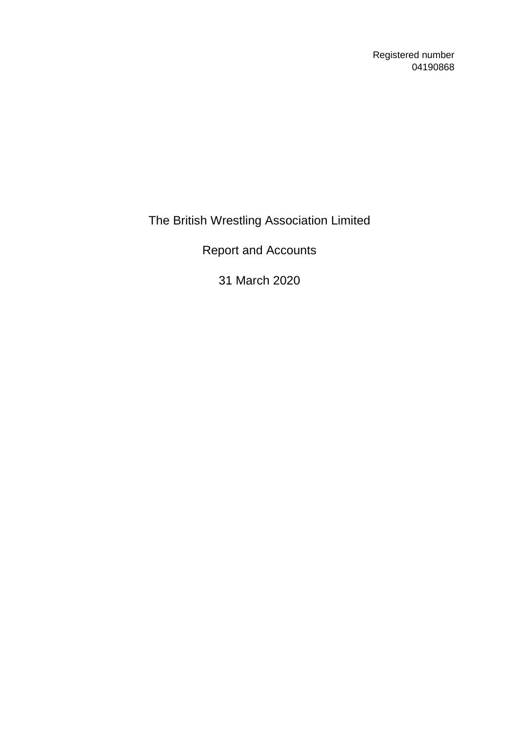Registered number
04190868

# The British Wrestling Association Limited

## Report and Accounts

## 31 March 2020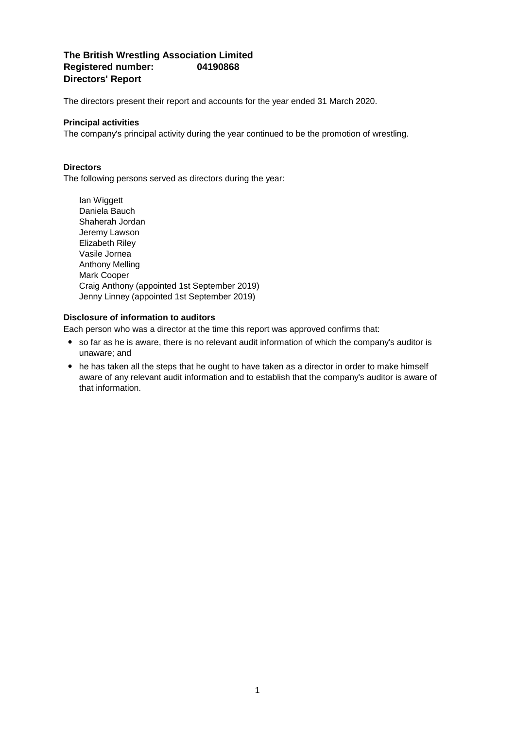**The British Wrestling Association Limited**
**Registered number: 04190868**
**Directors' Report**

The directors present their report and accounts for the year ended 31 March 2020.

**Principal activities**
The company's principal activity during the year continued to be the promotion of wrestling.

**Directors**
The following persons served as directors during the year:

Ian Wiggett
Daniela Bauch
Shaherah Jordan
Jeremy Lawson
Elizabeth Riley
Vasile Jornea
Anthony Melling
Mark Cooper
Craig Anthony (appointed 1st September 2019)
Jenny Linney (appointed 1st September 2019)

**Disclosure of information to auditors**
Each person who was a director at the time this report was approved confirms that:

- so far as he is aware, there is no relevant audit information of which the company's auditor is unaware; and
- he has taken all the steps that he ought to have taken as a director in order to make himself aware of any relevant audit information and to establish that the company's auditor is aware of that information.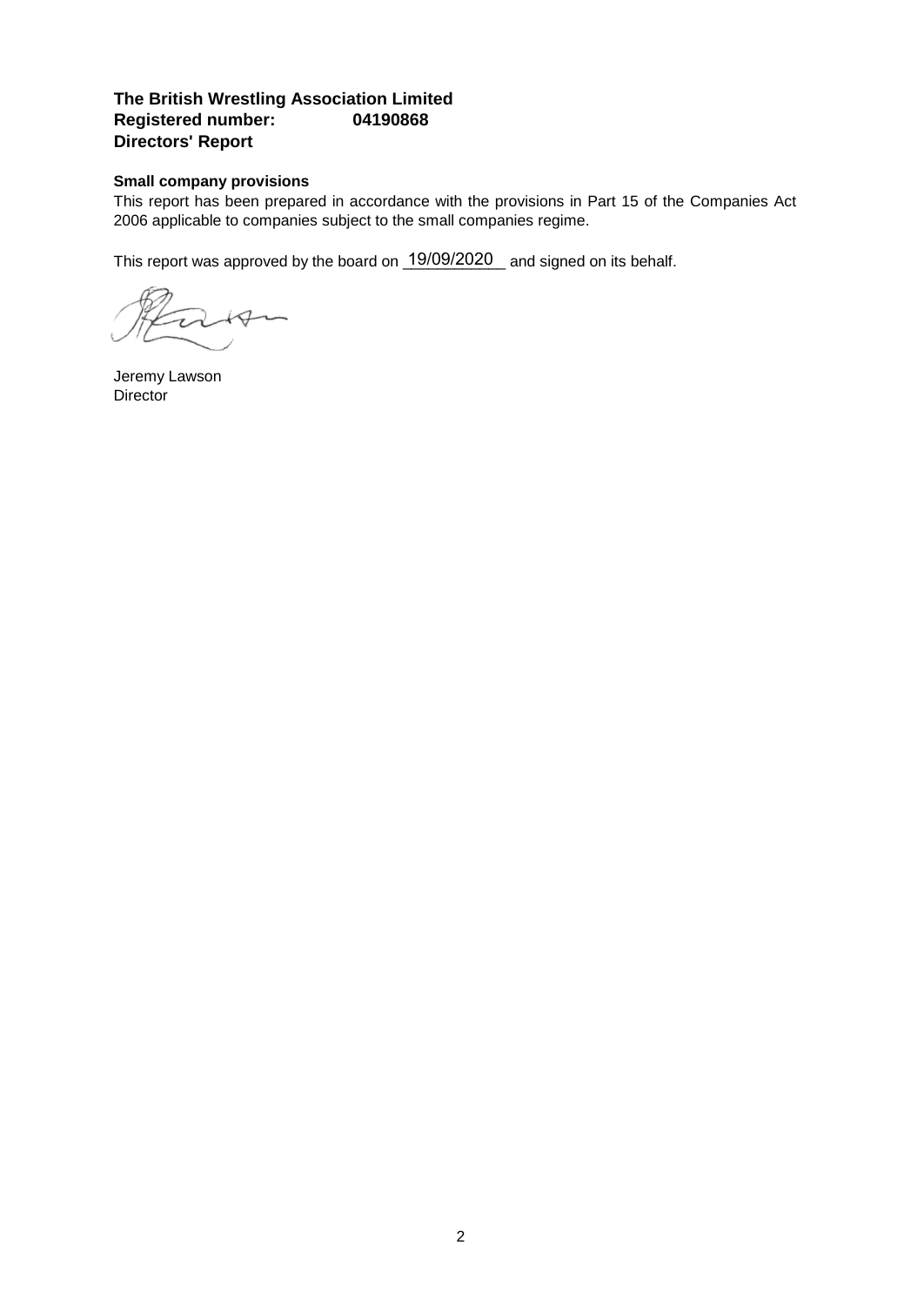**The British Wrestling Association Limited**
**Registered number: 04190868**
**Directors' Report**

**Small company provisions**

This report has been prepared in accordance with the provisions in Part 15 of the Companies Act 2006 applicable to companies subject to the small companies regime.

This report was approved by the board on 19/09/2020 and signed on its behalf.

Jeremy Lawson
Director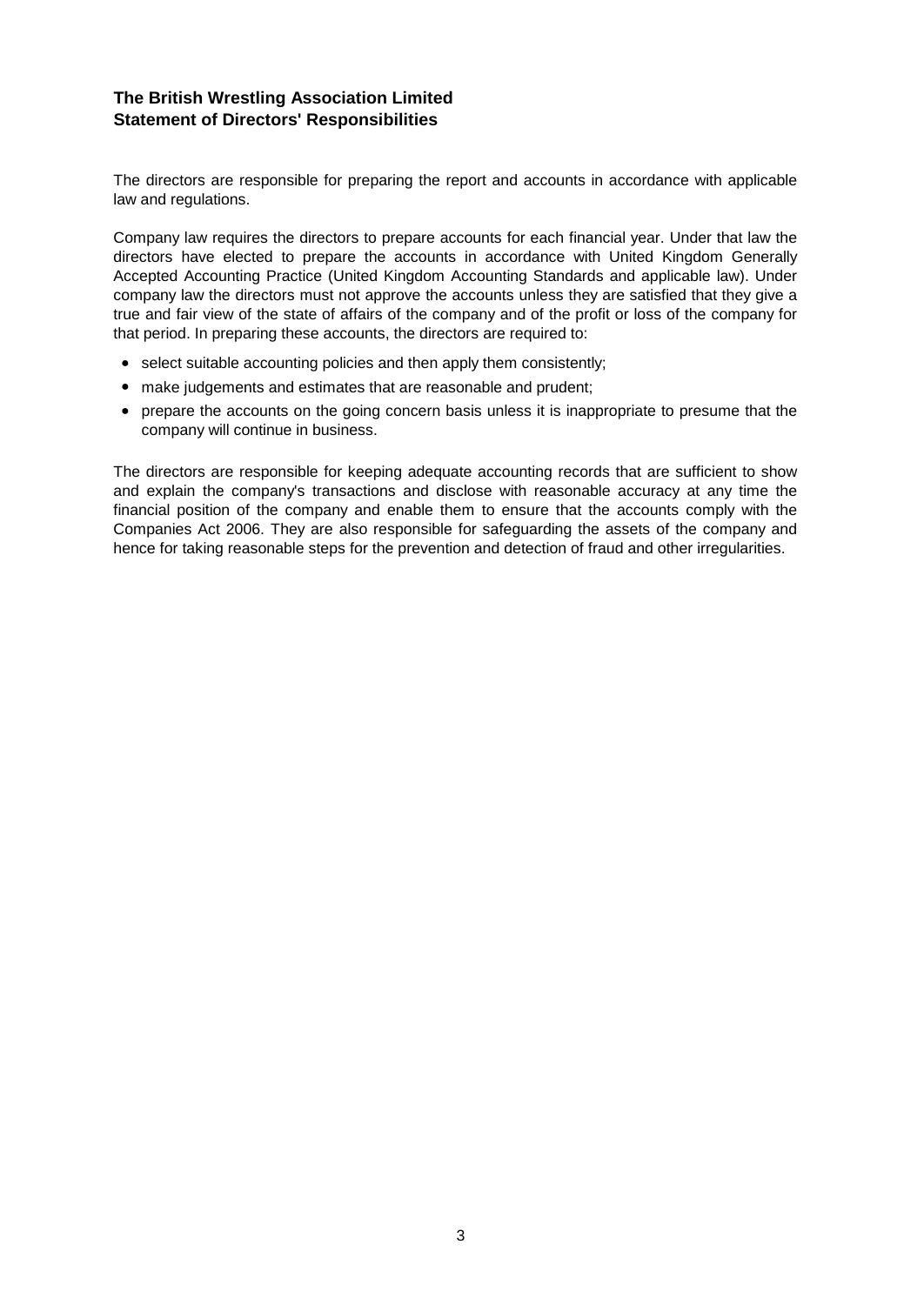**The British Wrestling Association Limited**
**Statement of Directors' Responsibilities**

The directors are responsible for preparing the report and accounts in accordance with applicable law and regulations.

Company law requires the directors to prepare accounts for each financial year. Under that law the directors have elected to prepare the accounts in accordance with United Kingdom Generally Accepted Accounting Practice (United Kingdom Accounting Standards and applicable law). Under company law the directors must not approve the accounts unless they are satisfied that they give a true and fair view of the state of affairs of the company and of the profit or loss of the company for that period. In preparing these accounts, the directors are required to:

- select suitable accounting policies and then apply them consistently;
- make judgements and estimates that are reasonable and prudent;
- prepare the accounts on the going concern basis unless it is inappropriate to presume that the company will continue in business.

The directors are responsible for keeping adequate accounting records that are sufficient to show and explain the company's transactions and disclose with reasonable accuracy at any time the financial position of the company and enable them to ensure that the accounts comply with the Companies Act 2006. They are also responsible for safeguarding the assets of the company and hence for taking reasonable steps for the prevention and detection of fraud and other irregularities.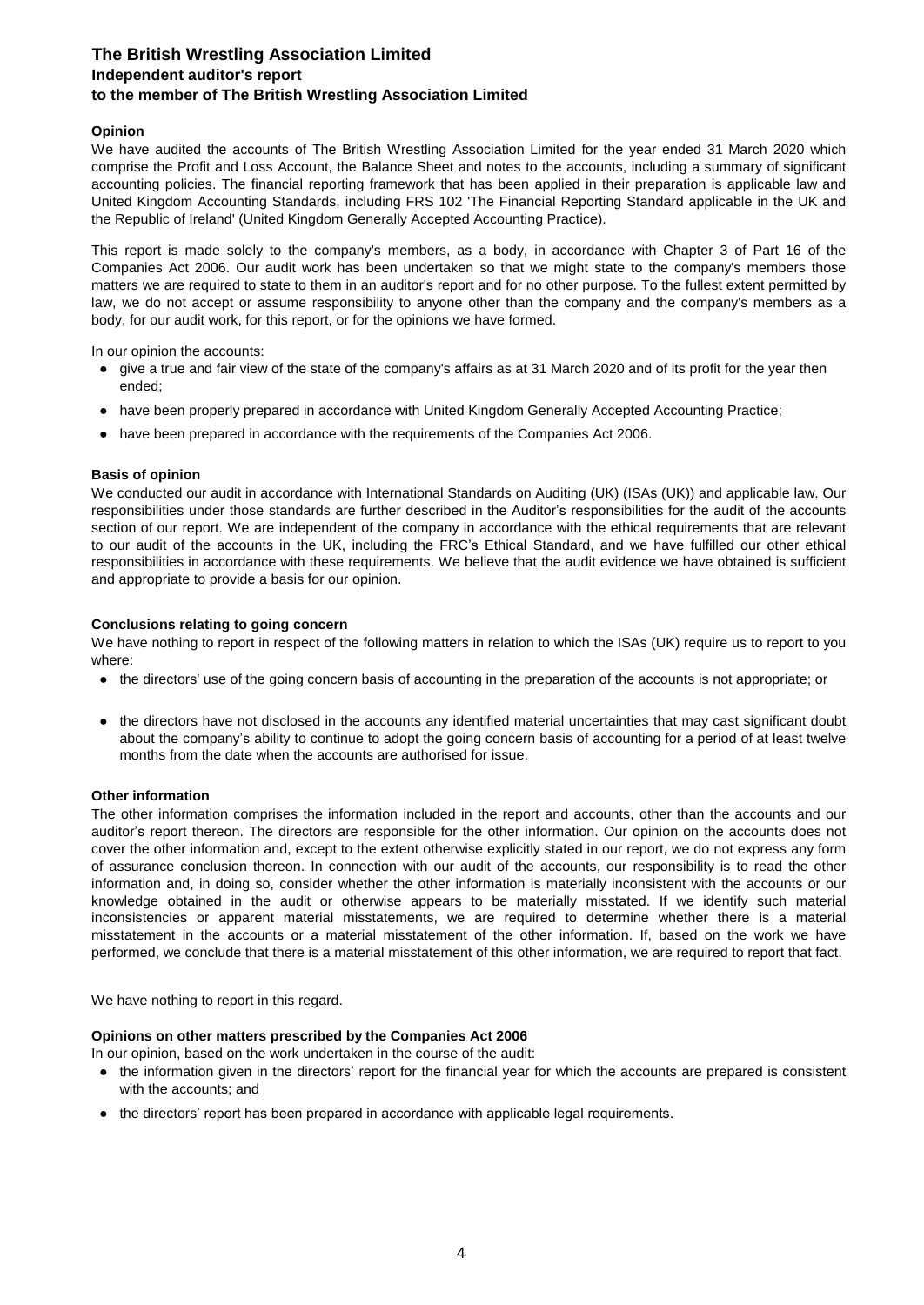# The British Wrestling Association Limited
## Independent auditor's report
## to the member of The British Wrestling Association Limited

**Opinion**

We have audited the accounts of The British Wrestling Association Limited for the year ended 31 March 2020 which comprise the Profit and Loss Account, the Balance Sheet and notes to the accounts, including a summary of significant accounting policies. The financial reporting framework that has been applied in their preparation is applicable law and United Kingdom Accounting Standards, including FRS 102 'The Financial Reporting Standard applicable in the UK and the Republic of Ireland' (United Kingdom Generally Accepted Accounting Practice).

This report is made solely to the company's members, as a body, in accordance with Chapter 3 of Part 16 of the Companies Act 2006. Our audit work has been undertaken so that we might state to the company's members those matters we are required to state to them in an auditor's report and for no other purpose. To the fullest extent permitted by law, we do not accept or assume responsibility to anyone other than the company and the company's members as a body, for our audit work, for this report, or for the opinions we have formed.

In our opinion the accounts:

- give a true and fair view of the state of the company's affairs as at 31 March 2020 and of its profit for the year then ended;
- have been properly prepared in accordance with United Kingdom Generally Accepted Accounting Practice;
- have been prepared in accordance with the requirements of the Companies Act 2006.

**Basis of opinion**

We conducted our audit in accordance with International Standards on Auditing (UK) (ISAs (UK)) and applicable law. Our responsibilities under those standards are further described in the Auditor's responsibilities for the audit of the accounts section of our report. We are independent of the company in accordance with the ethical requirements that are relevant to our audit of the accounts in the UK, including the FRC's Ethical Standard, and we have fulfilled our other ethical responsibilities in accordance with these requirements. We believe that the audit evidence we have obtained is sufficient and appropriate to provide a basis for our opinion.

**Conclusions relating to going concern**

We have nothing to report in respect of the following matters in relation to which the ISAs (UK) require us to report to you where:

- the directors' use of the going concern basis of accounting in the preparation of the accounts is not appropriate; or
- the directors have not disclosed in the accounts any identified material uncertainties that may cast significant doubt about the company's ability to continue to adopt the going concern basis of accounting for a period of at least twelve months from the date when the accounts are authorised for issue.

**Other information**

The other information comprises the information included in the report and accounts, other than the accounts and our auditor's report thereon. The directors are responsible for the other information. Our opinion on the accounts does not cover the other information and, except to the extent otherwise explicitly stated in our report, we do not express any form of assurance conclusion thereon. In connection with our audit of the accounts, our responsibility is to read the other information and, in doing so, consider whether the other information is materially inconsistent with the accounts or our knowledge obtained in the audit or otherwise appears to be materially misstated. If we identify such material inconsistencies or apparent material misstatements, we are required to determine whether there is a material misstatement in the accounts or a material misstatement of the other information. If, based on the work we have performed, we conclude that there is a material misstatement of this other information, we are required to report that fact.

We have nothing to report in this regard.

**Opinions on other matters prescribed by the Companies Act 2006**

In our opinion, based on the work undertaken in the course of the audit:

- the information given in the directors' report for the financial year for which the accounts are prepared is consistent with the accounts; and
- the directors' report has been prepared in accordance with applicable legal requirements.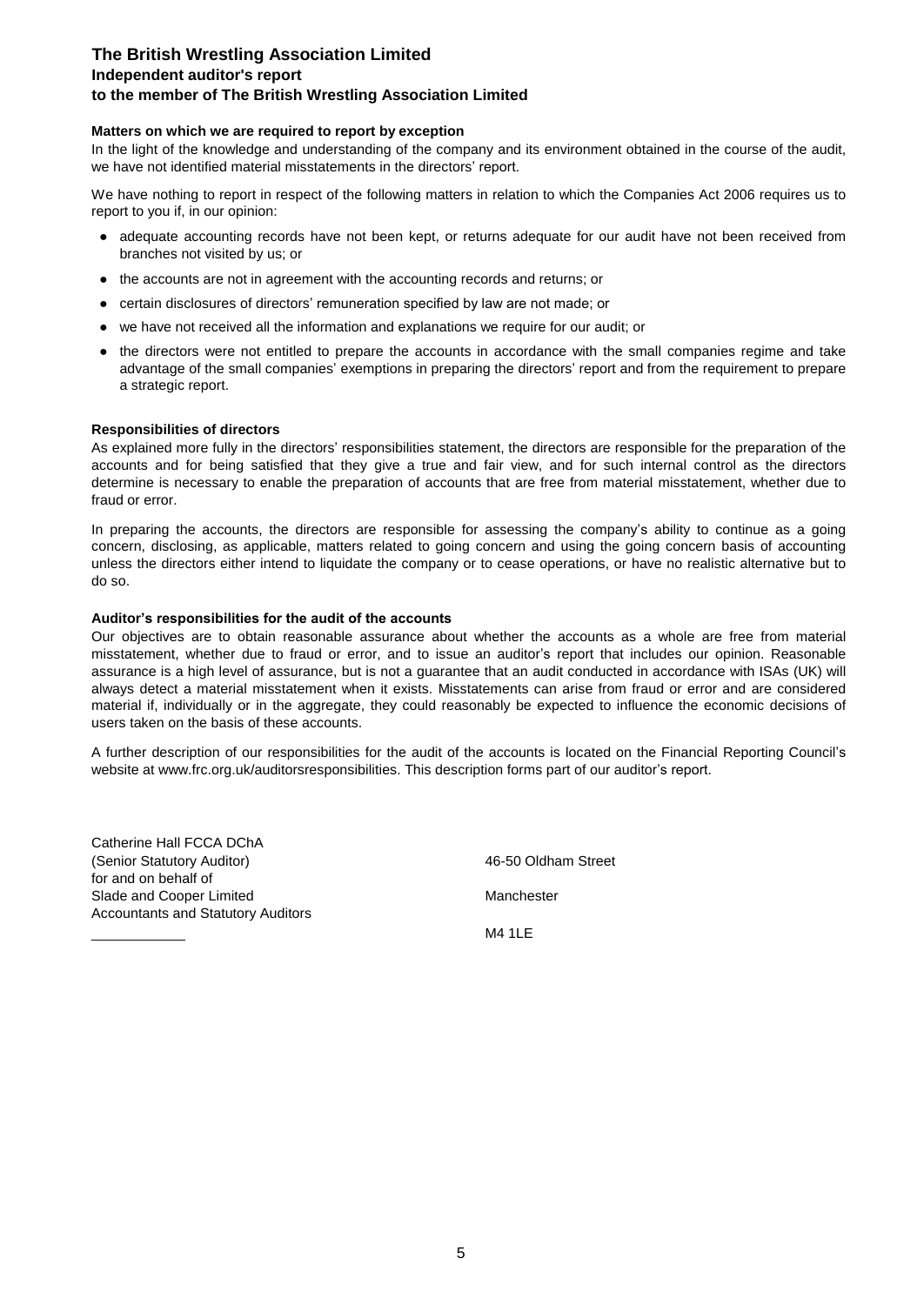# The British Wrestling Association Limited
## Independent auditor's report
## to the member of The British Wrestling Association Limited

### Matters on which we are required to report by exception

In the light of the knowledge and understanding of the company and its environment obtained in the course of the audit, we have not identified material misstatements in the directors' report.

We have nothing to report in respect of the following matters in relation to which the Companies Act 2006 requires us to report to you if, in our opinion:

- adequate accounting records have not been kept, or returns adequate for our audit have not been received from branches not visited by us; or
- the accounts are not in agreement with the accounting records and returns; or
- certain disclosures of directors' remuneration specified by law are not made; or
- we have not received all the information and explanations we require for our audit; or
- the directors were not entitled to prepare the accounts in accordance with the small companies regime and take advantage of the small companies' exemptions in preparing the directors' report and from the requirement to prepare a strategic report.

### Responsibilities of directors

As explained more fully in the directors' responsibilities statement, the directors are responsible for the preparation of the accounts and for being satisfied that they give a true and fair view, and for such internal control as the directors determine is necessary to enable the preparation of accounts that are free from material misstatement, whether due to fraud or error.

In preparing the accounts, the directors are responsible for assessing the company's ability to continue as a going concern, disclosing, as applicable, matters related to going concern and using the going concern basis of accounting unless the directors either intend to liquidate the company or to cease operations, or have no realistic alternative but to do so.

### Auditor's responsibilities for the audit of the accounts

Our objectives are to obtain reasonable assurance about whether the accounts as a whole are free from material misstatement, whether due to fraud or error, and to issue an auditor's report that includes our opinion. Reasonable assurance is a high level of assurance, but is not a guarantee that an audit conducted in accordance with ISAs (UK) will always detect a material misstatement when it exists. Misstatements can arise from fraud or error and are considered material if, individually or in the aggregate, they could reasonably be expected to influence the economic decisions of users taken on the basis of these accounts.

A further description of our responsibilities for the audit of the accounts is located on the Financial Reporting Council's website at www.frc.org.uk/auditorsresponsibilities. This description forms part of our auditor's report.

Catherine Hall FCCA DChA
(Senior Statutory Auditor)
for and on behalf of
Slade and Cooper Limited
Accountants and Statutory Auditors

\_\_\_\_\_\_\_\_\_\_\_\_

46-50 Oldham Street

Manchester

M4 1LE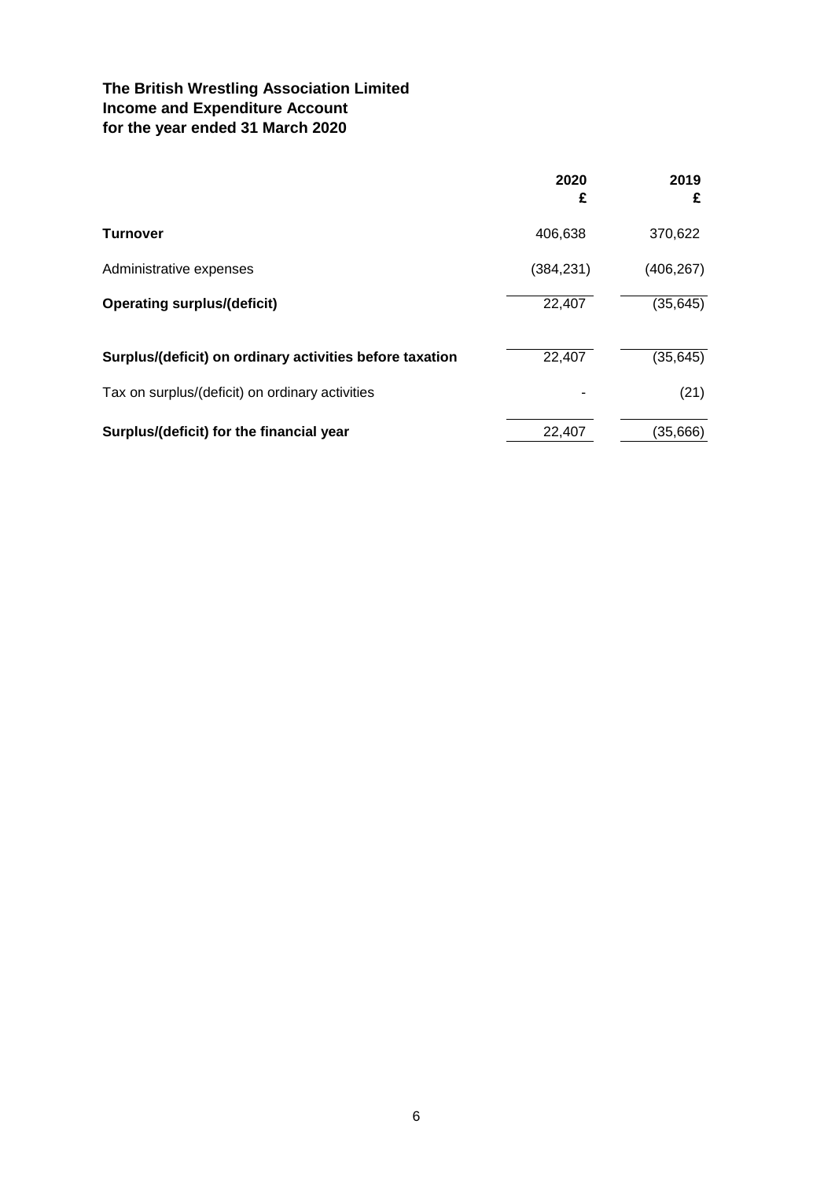**The British Wrestling Association Limited**
**Income and Expenditure Account**
**for the year ended 31 March 2020**

| | 2020<br>£ | 2019<br>£ |
|---|---|---|
| **Turnover** | 406,638 | 370,622 |
| Administrative expenses | (384,231) | (406,267) |
| **Operating surplus/(deficit)** | 22,407 | (35,645) |
| **Surplus/(deficit) on ordinary activities before taxation** | 22,407 | (35,645) |
| Tax on surplus/(deficit) on ordinary activities | - | (21) |
| **Surplus/(deficit) for the financial year** | 22,407 | (35,666) |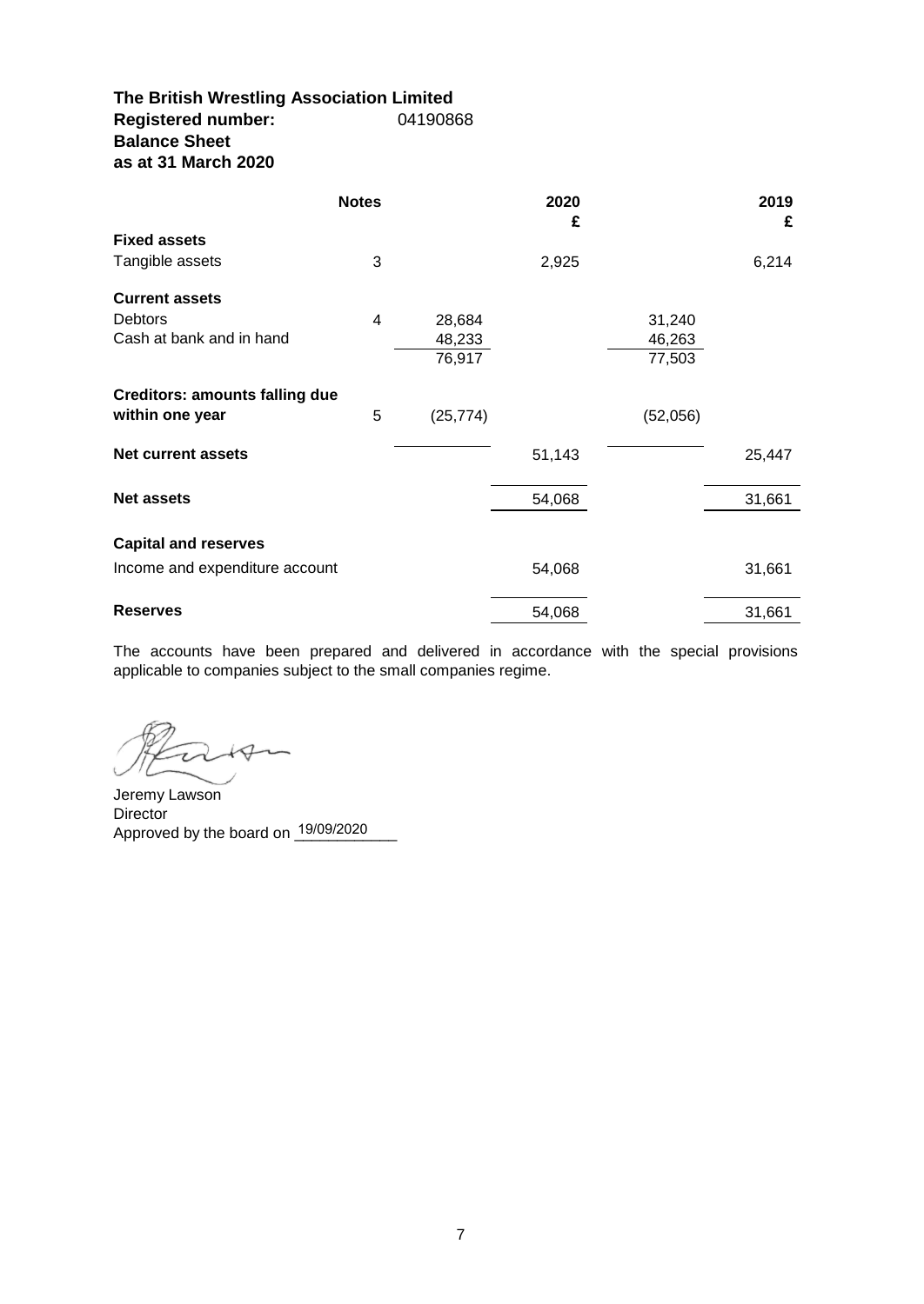**The British Wrestling Association Limited**
**Registered number:** 04190868
**Balance Sheet**
**as at 31 March 2020**

| | Notes | | 2020 £ | | 2019 £ |
|---|---|---|---|---|---|
| **Fixed assets** | | | | | |
| Tangible assets | 3 | | 2,925 | | 6,214 |
| **Current assets** | | | | | |
| Debtors | 4 | 28,684 | | 31,240 | |
| Cash at bank and in hand | | 48,233 | | 46,263 | |
| | | 76,917 | | 77,503 | |
| **Creditors: amounts falling due within one year** | 5 | (25,774) | | (52,056) | |
| **Net current assets** | | | 51,143 | | 25,447 |
| **Net assets** | | | 54,068 | | 31,661 |
| **Capital and reserves** | | | | | |
| Income and expenditure account | | | 54,068 | | 31,661 |
| **Reserves** | | | 54,068 | | 31,661 |

The accounts have been prepared and delivered in accordance with the special provisions applicable to companies subject to the small companies regime.

Jeremy Lawson
Director
Approved by the board on 19/09/2020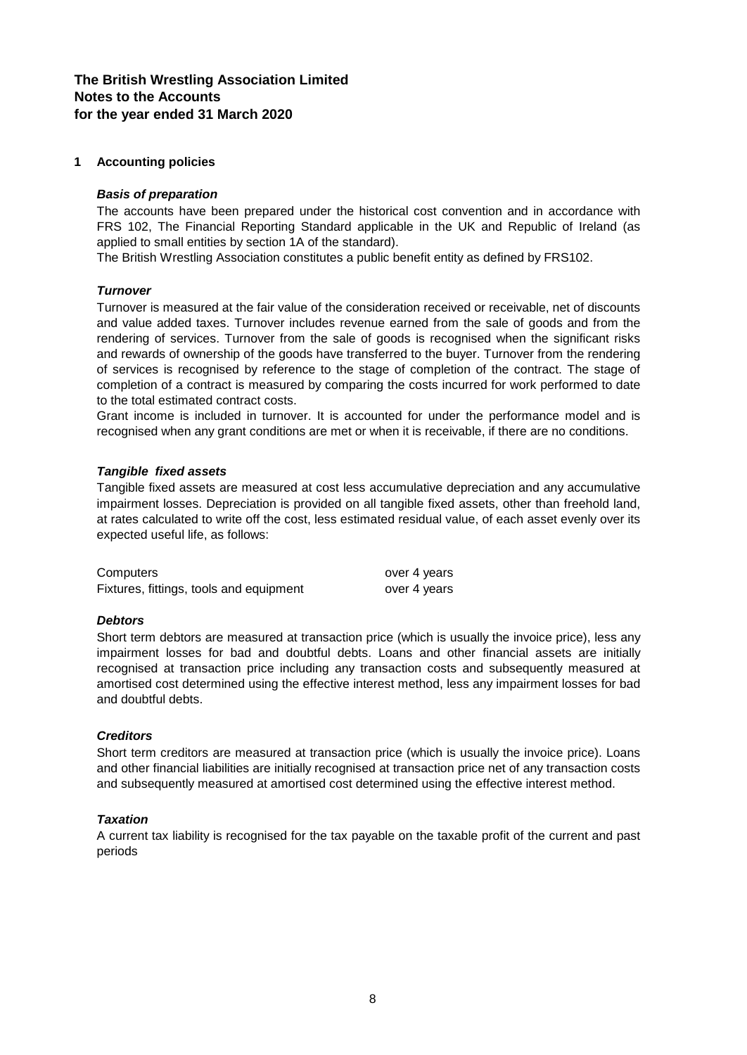**The British Wrestling Association Limited**
**Notes to the Accounts**
**for the year ended 31 March 2020**

## 1 Accounting policies

***Basis of preparation***

The accounts have been prepared under the historical cost convention and in accordance with FRS 102, The Financial Reporting Standard applicable in the UK and Republic of Ireland (as applied to small entities by section 1A of the standard).

The British Wrestling Association constitutes a public benefit entity as defined by FRS102.

***Turnover***

Turnover is measured at the fair value of the consideration received or receivable, net of discounts and value added taxes. Turnover includes revenue earned from the sale of goods and from the rendering of services. Turnover from the sale of goods is recognised when the significant risks and rewards of ownership of the goods have transferred to the buyer. Turnover from the rendering of services is recognised by reference to the stage of completion of the contract. The stage of completion of a contract is measured by comparing the costs incurred for work performed to date to the total estimated contract costs.

Grant income is included in turnover. It is accounted for under the performance model and is recognised when any grant conditions are met or when it is receivable, if there are no conditions.

***Tangible fixed assets***

Tangible fixed assets are measured at cost less accumulative depreciation and any accumulative impairment losses. Depreciation is provided on all tangible fixed assets, other than freehold land, at rates calculated to write off the cost, less estimated residual value, of each asset evenly over its expected useful life, as follows:

| | |
|---|---|
| Computers | over 4 years |
| Fixtures, fittings, tools and equipment | over 4 years |

***Debtors***

Short term debtors are measured at transaction price (which is usually the invoice price), less any impairment losses for bad and doubtful debts. Loans and other financial assets are initially recognised at transaction price including any transaction costs and subsequently measured at amortised cost determined using the effective interest method, less any impairment losses for bad and doubtful debts.

***Creditors***

Short term creditors are measured at transaction price (which is usually the invoice price). Loans and other financial liabilities are initially recognised at transaction price net of any transaction costs and subsequently measured at amortised cost determined using the effective interest method.

***Taxation***

A current tax liability is recognised for the tax payable on the taxable profit of the current and past periods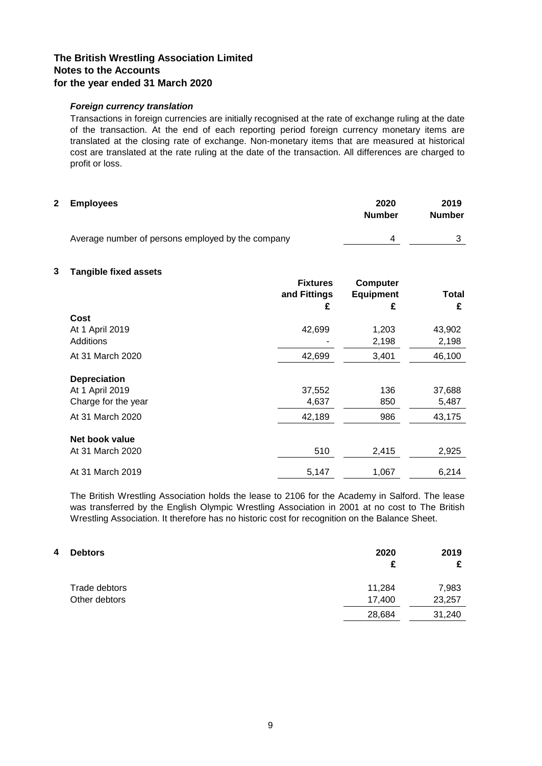## The British Wrestling Association Limited
## Notes to the Accounts
## for the year ended 31 March 2020

***Foreign currency translation***

Transactions in foreign currencies are initially recognised at the rate of exchange ruling at the date of the transaction. At the end of each reporting period foreign currency monetary items are translated at the closing rate of exchange. Non-monetary items that are measured at historical cost are translated at the rate ruling at the date of the transaction. All differences are charged to profit or loss.

| **2 Employees** | **2020 Number** | **2019 Number** |
|---|---|---|
| Average number of persons employed by the company | 4 | 3 |

**3 Tangible fixed assets**

| | **Fixtures and Fittings £** | **Computer Equipment £** | **Total £** |
|---|---|---|---|
| **Cost** | | | |
| At 1 April 2019 | 42,699 | 1,203 | 43,902 |
| Additions | - | 2,198 | 2,198 |
| At 31 March 2020 | 42,699 | 3,401 | 46,100 |
| **Depreciation** | | | |
| At 1 April 2019 | 37,552 | 136 | 37,688 |
| Charge for the year | 4,637 | 850 | 5,487 |
| At 31 March 2020 | 42,189 | 986 | 43,175 |
| **Net book value** | | | |
| At 31 March 2020 | 510 | 2,415 | 2,925 |
| At 31 March 2019 | 5,147 | 1,067 | 6,214 |

The British Wrestling Association holds the lease to 2106 for the Academy in Salford. The lease was transferred by the English Olympic Wrestling Association in 2001 at no cost to The British Wrestling Association. It therefore has no historic cost for recognition on the Balance Sheet.

| **4 Debtors** | **2020 £** | **2019 £** |
|---|---|---|
| Trade debtors | 11,284 | 7,983 |
| Other debtors | 17,400 | 23,257 |
| | 28,684 | 31,240 |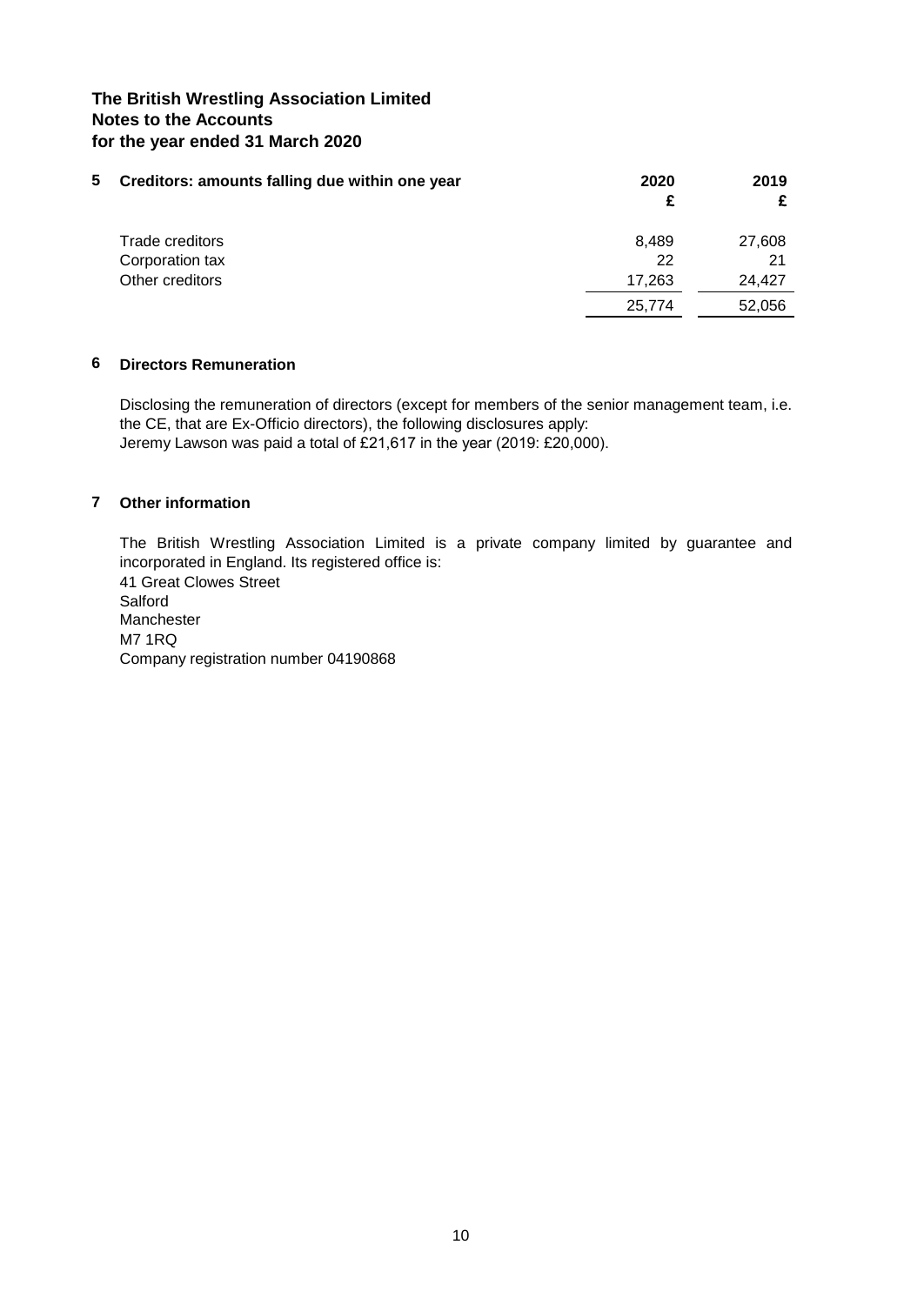**The British Wrestling Association Limited**
**Notes to the Accounts**
**for the year ended 31 March 2020**

## 5 Creditors: amounts falling due within one year

| | 2020 £ | 2019 £ |
|---|---|---|
| Trade creditors | 8,489 | 27,608 |
| Corporation tax | 22 | 21 |
| Other creditors | 17,263 | 24,427 |
| | 25,774 | 52,056 |

## 6 Directors Remuneration

Disclosing the remuneration of directors (except for members of the senior management team, i.e. the CE, that are Ex-Officio directors), the following disclosures apply:
Jeremy Lawson was paid a total of £21,617 in the year (2019: £20,000).

## 7 Other information

The British Wrestling Association Limited is a private company limited by guarantee and incorporated in England. Its registered office is:
41 Great Clowes Street
Salford
Manchester
M7 1RQ
Company registration number 04190868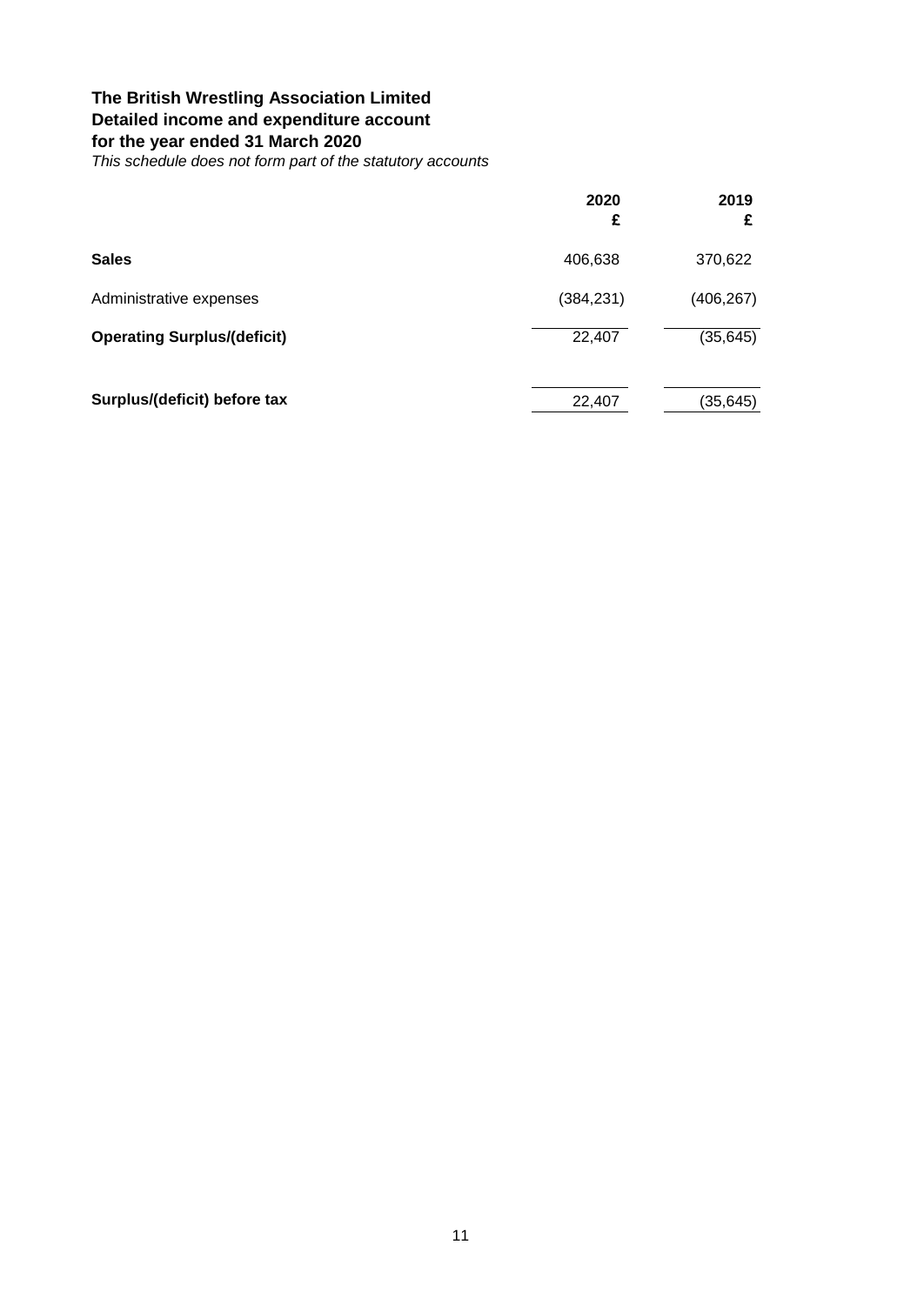**The British Wrestling Association Limited**
**Detailed income and expenditure account**
**for the year ended 31 March 2020**
*This schedule does not form part of the statutory accounts*

| | 2020 £ | 2019 £ |
|---|---|---|
| **Sales** | 406,638 | 370,622 |
| Administrative expenses | (384,231) | (406,267) |
| **Operating Surplus/(deficit)** | 22,407 | (35,645) |
| **Surplus/(deficit) before tax** | 22,407 | (35,645) |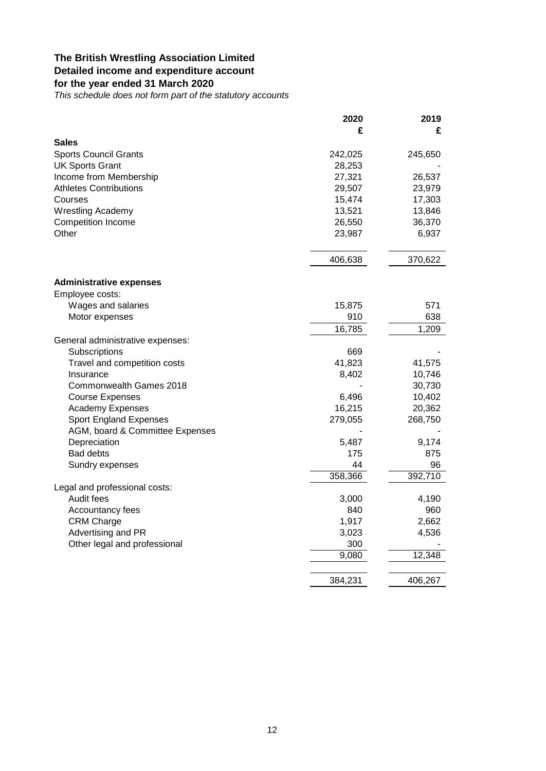**The British Wrestling Association Limited**
**Detailed income and expenditure account**
**for the year ended 31 March 2020**
*This schedule does not form part of the statutory accounts*

| | 2020 | 2019 |
|---|---|---|
| | £ | £ |
| **Sales** | | |
| Sports Council Grants | 242,025 | 245,650 |
| UK Sports Grant | 28,253 | - |
| Income from Membership | 27,321 | 26,537 |
| Athletes Contributions | 29,507 | 23,979 |
| Courses | 15,474 | 17,303 |
| Wrestling Academy | 13,521 | 13,846 |
| Competition Income | 26,550 | 36,370 |
| Other | 23,987 | 6,937 |
| | 406,638 | 370,622 |
| **Administrative expenses** | | |
| Employee costs: | | |
| Wages and salaries | 15,875 | 571 |
| Motor expenses | 910 | 638 |
| | 16,785 | 1,209 |
| General administrative expenses: | | |
| Subscriptions | 669 | - |
| Travel and competition costs | 41,823 | 41,575 |
| Insurance | 8,402 | 10,746 |
| Commonwealth Games 2018 | - | 30,730 |
| Course Expenses | 6,496 | 10,402 |
| Academy Expenses | 16,215 | 20,362 |
| Sport England Expenses | 279,055 | 268,750 |
| AGM, board & Committee Expenses | - | - |
| Depreciation | 5,487 | 9,174 |
| Bad debts | 175 | 875 |
| Sundry expenses | 44 | 96 |
| | 358,366 | 392,710 |
| Legal and professional costs: | | |
| Audit fees | 3,000 | 4,190 |
| Accountancy fees | 840 | 960 |
| CRM Charge | 1,917 | 2,662 |
| Advertising and PR | 3,023 | 4,536 |
| Other legal and professional | 300 | - |
| | 9,080 | 12,348 |
| | 384,231 | 406,267 |